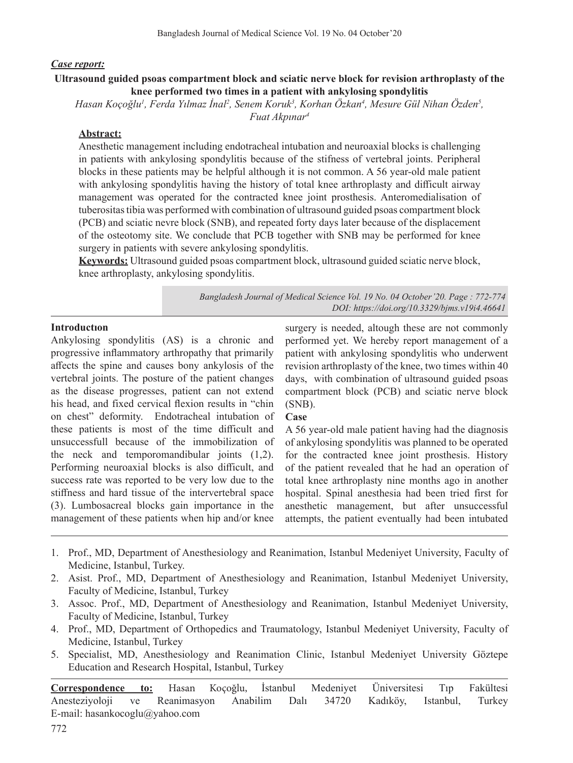*Case report:*

# Ultrasound guided psoas compartment block and sciatic nerve block for revision arthroplasty of the knee performed two times in a patient with ankylosing spondylitis

*Hasan Koçoğlu[1], Ferda Yılmaz İnal[2], Senem Koruk[3], Korhan Özkan[4], Mesure Gül Nihan Özden[5], Fuat Akpınar[4]*

**Abstract:**

Anesthetic management including endotracheal intubation and neuroaxial blocks is challenging in patients with ankylosing spondylitis because of the stifness of vertebral joints. Peripheral blocks in these patients may be helpful although it is not common. A 56 year-old male patient with ankylosing spondylitis having the history of total knee arthroplasty and difficult airway management was operated for the contracted knee joint prosthesis. Anteromedialisation of tuberositas tibia was performed with combination of ultrasound guided psoas compartment block (PCB) and sciatic nevre block (SNB), and repeated forty days later because of the displacement of the osteotomy site. We conclude that PCB together with SNB may be performed for knee surgery in patients with severe ankylosing spondylitis.

**Keywords:** Ultrasound guided psoas compartment block, ultrasound guided sciatic nerve block, knee arthroplasty, ankylosing spondylitis.

*Bangladesh Journal of Medical Science Vol. 19 No. 04 October'20. Page : 772-774*
*DOI: https://doi.org/10.3329/bjms.v19i4.46641*

## Introductıon

Ankylosing spondylitis (AS) is a chronic and progressive inflammatory arthropathy that primarily affects the spine and causes bony ankylosis of the vertebral joints. The posture of the patient changes as the disease progresses, patient can not extend his head, and fixed cervical flexion results in "chin on chest" deformity. Endotracheal intubation of these patients is most of the time difficult and unsuccessfull because of the immobilization of the neck and temporomandibular joints (1,2). Performing neuroaxial blocks is also difficult, and success rate was reported to be very low due to the stiffness and hard tissue of the intervertebral space (3). Lumbosacreal blocks gain importance in the management of these patients when hip and/or knee surgery is needed, altough these are not commonly performed yet. We hereby report management of a patient with ankylosing spondylitis who underwent revision arthroplasty of the knee, two times within 40 days, with combination of ultrasound guided psoas compartment block (PCB) and sciatic nerve block (SNB).

## Case

A 56 year-old male patient having had the diagnosis of ankylosing spondylitis was planned to be operated for the contracted knee joint prosthesis. History of the patient revealed that he had an operation of total knee arthroplasty nine months ago in another hospital. Spinal anesthesia had been tried first for anesthetic management, but after unsuccessful attempts, the patient eventually had been intubated

1. Prof., MD, Department of Anesthesiology and Reanimation, Istanbul Medeniyet University, Faculty of Medicine, Istanbul, Turkey.
2. Asist. Prof., MD, Department of Anesthesiology and Reanimation, Istanbul Medeniyet University, Faculty of Medicine, Istanbul, Turkey
3. Assoc. Prof., MD, Department of Anesthesiology and Reanimation, Istanbul Medeniyet University, Faculty of Medicine, Istanbul, Turkey
4. Prof., MD, Department of Orthopedics and Traumatology, Istanbul Medeniyet University, Faculty of Medicine, Istanbul, Turkey
5. Specialist, MD, Anesthesiology and Reanimation Clinic, Istanbul Medeniyet University Göztepe Education and Research Hospital, Istanbul, Turkey

**Correspondence to:** Hasan Koçoğlu, İstanbul Medeniyet Üniversitesi Tıp Fakültesi Anesteziyoloji ve Reanimasyon Anabilim Dalı 34720 Kadıköy, Istanbul, Turkey E-mail: hasankocoglu@yahoo.com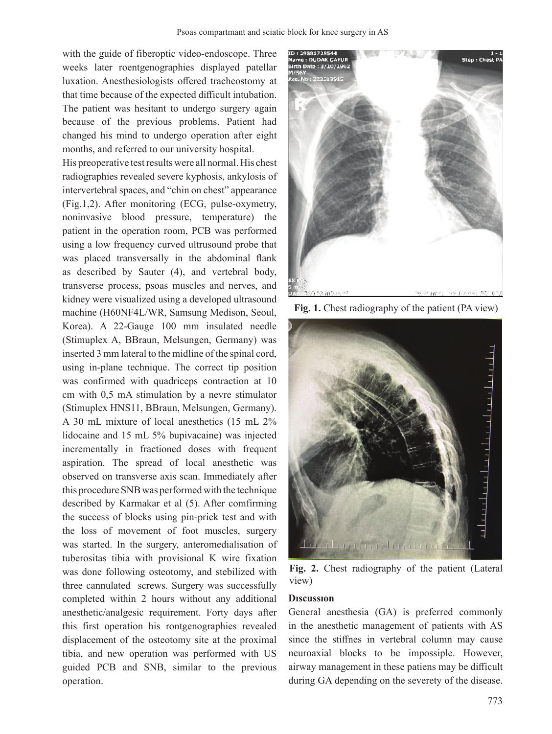with the guide of fiberoptic video-endoscope. Three weeks later roentgenographies displayed patellar luxation. Anesthesiologists offered tracheostomy at that time because of the expected difficult intubation. The patient was hesitant to undergo surgery again because of the previous problems. Patient had changed his mind to undergo operation after eight months, and referred to our university hospital.

His preoperative test results were all normal. His chest radiographies revealed severe kyphosis, ankylosis of intervertebral spaces, and "chin on chest" appearance (Fig.1,2). After monitoring (ECG, pulse-oxymetry, noninvasive blood pressure, temperature) the patient in the operation room, PCB was performed using a low frequency curved ultrusound probe that was placed transversally in the abdominal flank as described by Sauter (4), and vertebral body, transverse process, psoas muscles and nerves, and kidney were visualized using a developed ultrasound machine (H60NF4L/WR, Samsung Medison, Seoul, Korea). A 22-Gauge 100 mm insulated needle (Stimuplex A, BBraun, Melsungen, Germany) was inserted 3 mm lateral to the midline of the spinal cord, using in-plane technique. The correct tip position was confirmed with quadriceps contraction at 10 cm with 0,5 mA stimulation by a nevre stimulator (Stimuplex HNS11, BBraun, Melsungen, Germany). A 30 mL mixture of local anesthetics (15 mL 2% lidocaine and 15 mL 5% bupivacaine) was injected incrementally in fractioned doses with frequent aspiration. The spread of local anesthetic was observed on transverse axis scan. Immediately after this procedure SNB was performed with the technique described by Karmakar et al (5). After comfirming the success of blocks using pin-prick test and with the loss of movement of foot muscles, surgery was started. In the surgery, anteromedialisation of tuberositas tibia with provisional K wire fixation was done following osteotomy, and stebilized with three cannulated screws. Surgery was successfully completed within 2 hours without any additional anesthetic/analgesic requirement. Forty days after this first operation his rontgenographies revealed displacement of the osteotomy site at the proximal tibia, and new operation was performed with US guided PCB and SNB, similar to the previous operation.

**Fig. 1.** Chest radiography of the patient (PA view)

**Fig. 2.** Chest radiography of the patient (Lateral view)

## Dıscussıon

General anesthesia (GA) is preferred commonly in the anesthetic management of patients with AS since the stiffnes in vertebral column may cause neuroaxial blocks to be impossiple. However, airway management in these patiens may be difficult during GA depending on the severety of the disease.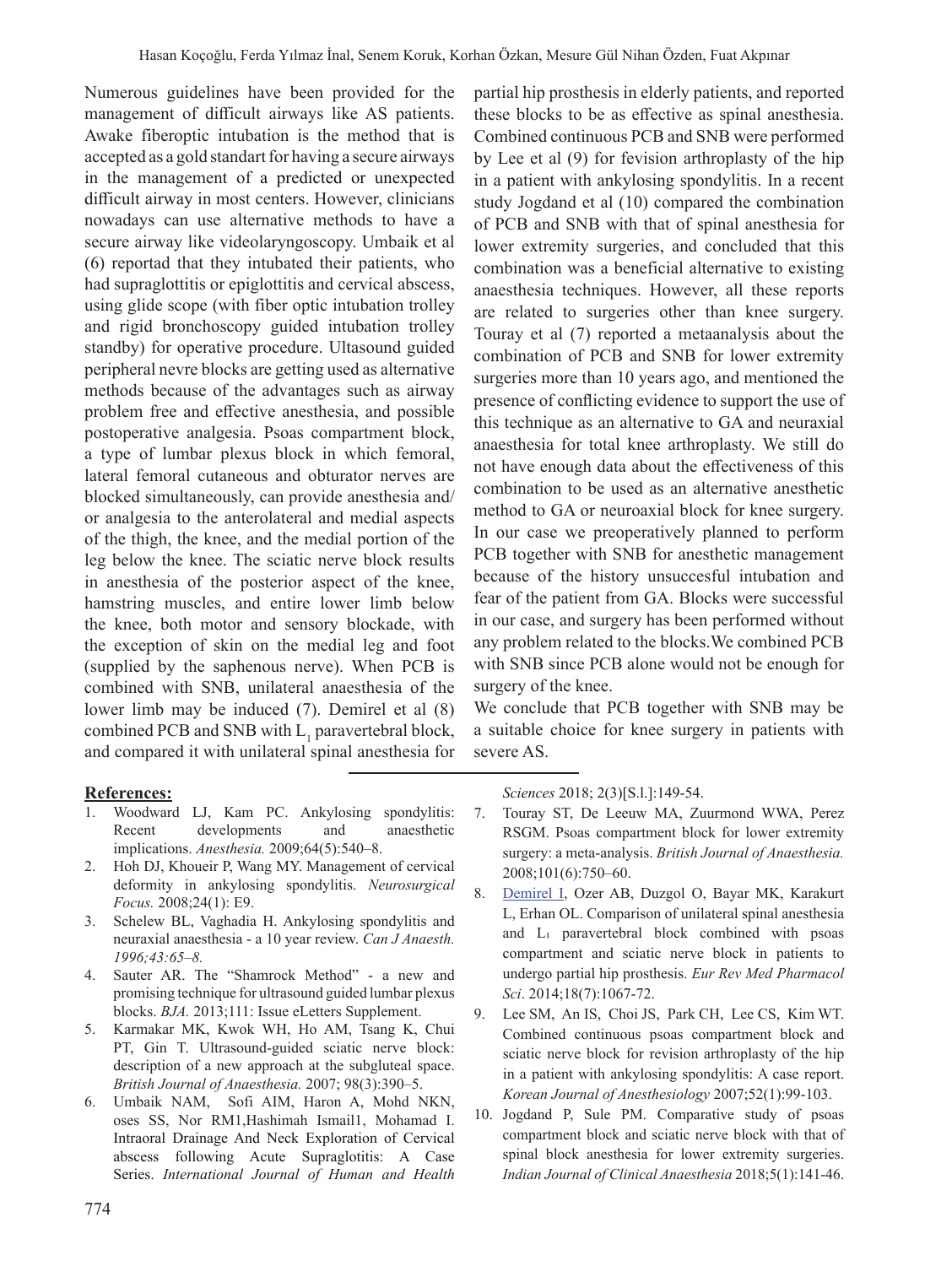Numerous guidelines have been provided for the management of difficult airways like AS patients. Awake fiberoptic intubation is the method that is accepted as a gold standart for having a secure airways in the management of a predicted or unexpected difficult airway in most centers. However, clinicians nowadays can use alternative methods to have a secure airway like videolaryngoscopy. Umbaik et al (6) reportad that they intubated their patients, who had supraglottitis or epiglottitis and cervical abscess, using glide scope (with fiber optic intubation trolley and rigid bronchoscopy guided intubation trolley standby) for operative procedure. Ultasound guided peripheral nevre blocks are getting used as alternative methods because of the advantages such as airway problem free and effective anesthesia, and possible postoperative analgesia. Psoas compartment block, a type of lumbar plexus block in which femoral, lateral femoral cutaneous and obturator nerves are blocked simultaneously, can provide anesthesia and/or analgesia to the anterolateral and medial aspects of the thigh, the knee, and the medial portion of the leg below the knee. The sciatic nerve block results in anesthesia of the posterior aspect of the knee, hamstring muscles, and entire lower limb below the knee, both motor and sensory blockade, with the exception of skin on the medial leg and foot (supplied by the saphenous nerve). When PCB is combined with SNB, unilateral anaesthesia of the lower limb may be induced (7). Demirel et al (8) combined PCB and SNB with $L_1$ paravertebral block, and compared it with unilateral spinal anesthesia for partial hip prosthesis in elderly patients, and reported these blocks to be as effective as spinal anesthesia. Combined continuous PCB and SNB were performed by Lee et al (9) for fevision arthroplasty of the hip in a patient with ankylosing spondylitis. In a recent study Jogdand et al (10) compared the combination of PCB and SNB with that of spinal anesthesia for lower extremity surgeries, and concluded that this combination was a beneficial alternative to existing anaesthesia techniques. However, all these reports are related to surgeries other than knee surgery. Touray et al (7) reported a metaanalysis about the combination of PCB and SNB for lower extremity surgeries more than 10 years ago, and mentioned the presence of conflicting evidence to support the use of this technique as an alternative to GA and neuraxial anaesthesia for total knee arthroplasty. We still do not have enough data about the effectiveness of this combination to be used as an alternative anesthetic method to GA or neuroaxial block for knee surgery. In our case we preoperatively planned to perform PCB together with SNB for anesthetic management because of the history unsuccesful intubation and fear of the patient from GA. Blocks were successful in our case, and surgery has been performed without any problem related to the blocks.We combined PCB with SNB since PCB alone would not be enough for surgery of the knee.

We conclude that PCB together with SNB may be a suitable choice for knee surgery in patients with severe AS.

## References:

1. Woodward LJ, Kam PC. Ankylosing spondylitis: Recent developments and anaesthetic implications. *Anesthesia.* 2009;64(5):540–8.
2. Hoh DJ, Khoueir P, Wang MY. Management of cervical deformity in ankylosing spondylitis. *Neurosurgical Focus.* 2008;24(1): E9.
3. Schelew BL, Vaghadia H. Ankylosing spondylitis and neuraxial anaesthesia - a 10 year review. *Can J Anaesth. 1996;43:65–8.*
4. Sauter AR. The "Shamrock Method" - a new and promising technique for ultrasound guided lumbar plexus blocks. *BJA.* 2013;111: Issue eLetters Supplement.
5. Karmakar MK, Kwok WH, Ho AM, Tsang K, Chui PT, Gin T. Ultrasound-guided sciatic nerve block: description of a new approach at the subgluteal space. *British Journal of Anaesthesia.* 2007; 98(3):390–5.
6. Umbaik NAM, Sofi AIM, Haron A, Mohd NKN, oses SS, Nor RM1,Hashimah Ismail1, Mohamad I. Intraoral Drainage And Neck Exploration of Cervical abscess following Acute Supraglotitis: A Case Series. *International Journal of Human and Health Sciences* 2018; 2(3)[S.l.]:149-54.
7. Touray ST, De Leeuw MA, Zuurmond WWA, Perez RSGM. Psoas compartment block for lower extremity surgery: a meta-analysis. *British Journal of Anaesthesia.* 2008;101(6):750–60.
8. Demirel I, Ozer AB, Duzgol O, Bayar MK, Karakurt L, Erhan OL. Comparison of unilateral spinal anesthesia and $L_1$ paravertebral block combined with psoas compartment and sciatic nerve block in patients to undergo partial hip prosthesis. *Eur Rev Med Pharmacol Sci*. 2014;18(7):1067-72.
9. Lee SM, An IS, Choi JS, Park CH, Lee CS, Kim WT. Combined continuous psoas compartment block and sciatic nerve block for revision arthroplasty of the hip in a patient with ankylosing spondylitis: A case report. *Korean Journal of Anesthesiology* 2007;52(1):99-103.
10. Jogdand P, Sule PM. Comparative study of psoas compartment block and sciatic nerve block with that of spinal block anesthesia for lower extremity surgeries. *Indian Journal of Clinical Anaesthesia* 2018;5(1):141-46.